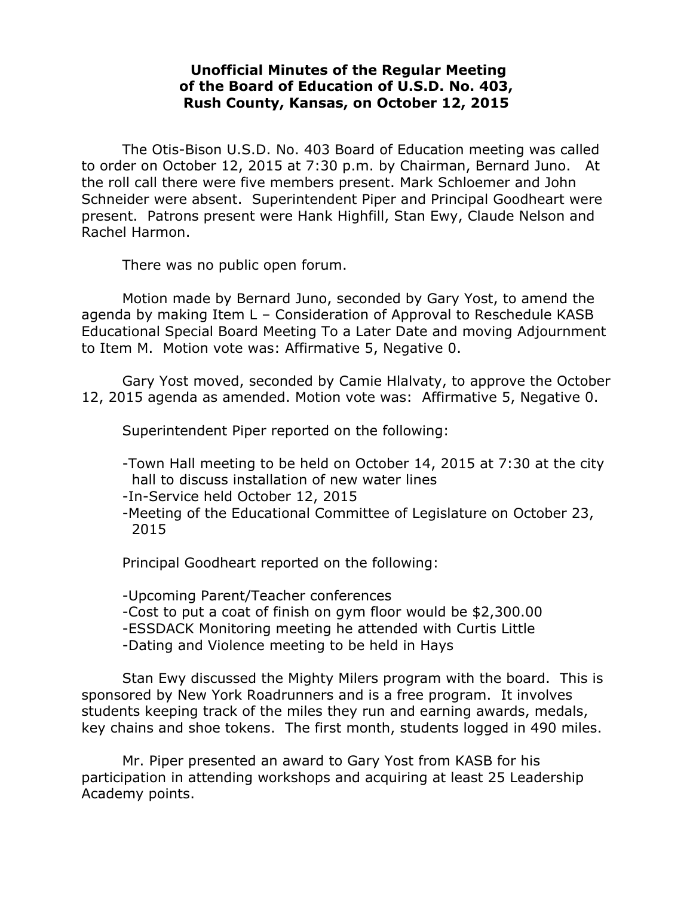# Unofficial Minutes of the Regular Meeting of the Board of Education of U.S.D. No. 403, Rush County, Kansas, on October 12, 2015

The Otis-Bison U.S.D. No. 403 Board of Education meeting was called to order on October 12, 2015 at 7:30 p.m. by Chairman, Bernard Juno. At the roll call there were five members present. Mark Schloemer and John Schneider were absent. Superintendent Piper and Principal Goodheart were present. Patrons present were Hank Highfill, Stan Ewy, Claude Nelson and Rachel Harmon.

There was no public open forum.

Motion made by Bernard Juno, seconded by Gary Yost, to amend the agenda by making Item L – Consideration of Approval to Reschedule KASB Educational Special Board Meeting To a Later Date and moving Adjournment to Item M. Motion vote was: Affirmative 5, Negative 0.

Gary Yost moved, seconded by Camie Hlalvaty, to approve the October 12, 2015 agenda as amended. Motion vote was: Affirmative 5, Negative 0.

Superintendent Piper reported on the following:

- Town Hall meeting to be held on October 14, 2015 at 7:30 at the city hall to discuss installation of new water lines
- In-Service held October 12, 2015
- Meeting of the Educational Committee of Legislature on October 23, 2015

Principal Goodheart reported on the following:

- Upcoming Parent/Teacher conferences
- Cost to put a coat of finish on gym floor would be $2,300.00
- ESSDACK Monitoring meeting he attended with Curtis Little
- Dating and Violence meeting to be held in Hays

Stan Ewy discussed the Mighty Milers program with the board. This is sponsored by New York Roadrunners and is a free program. It involves students keeping track of the miles they run and earning awards, medals, key chains and shoe tokens. The first month, students logged in 490 miles.

Mr. Piper presented an award to Gary Yost from KASB for his participation in attending workshops and acquiring at least 25 Leadership Academy points.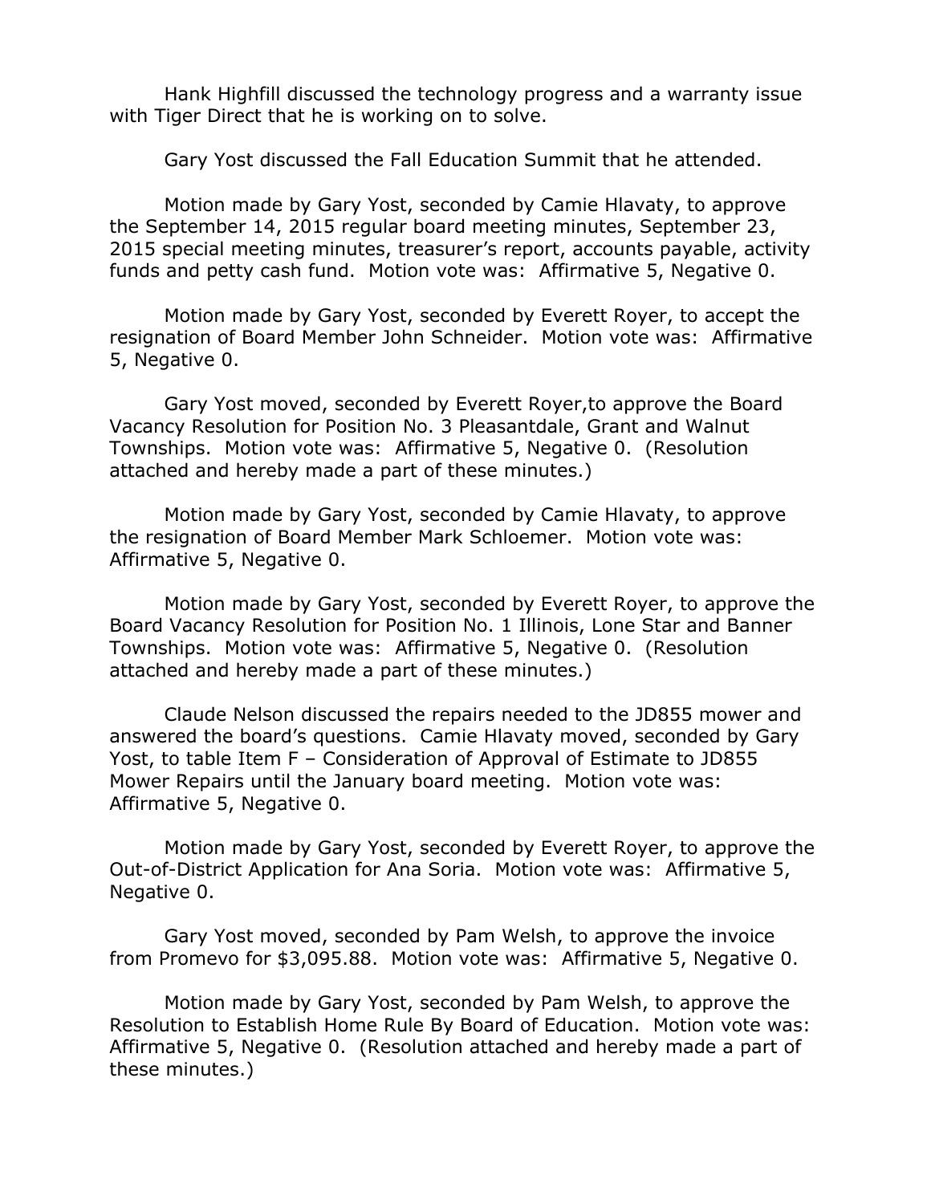Hank Highfill discussed the technology progress and a warranty issue with Tiger Direct that he is working on to solve.

Gary Yost discussed the Fall Education Summit that he attended.

Motion made by Gary Yost, seconded by Camie Hlavaty, to approve the September 14, 2015 regular board meeting minutes, September 23, 2015 special meeting minutes, treasurer's report, accounts payable, activity funds and petty cash fund. Motion vote was: Affirmative 5, Negative 0.

Motion made by Gary Yost, seconded by Everett Royer, to accept the resignation of Board Member John Schneider. Motion vote was: Affirmative 5, Negative 0.

Gary Yost moved, seconded by Everett Royer,to approve the Board Vacancy Resolution for Position No. 3 Pleasantdale, Grant and Walnut Townships. Motion vote was: Affirmative 5, Negative 0. (Resolution attached and hereby made a part of these minutes.)

Motion made by Gary Yost, seconded by Camie Hlavaty, to approve the resignation of Board Member Mark Schloemer. Motion vote was: Affirmative 5, Negative 0.

Motion made by Gary Yost, seconded by Everett Royer, to approve the Board Vacancy Resolution for Position No. 1 Illinois, Lone Star and Banner Townships. Motion vote was: Affirmative 5, Negative 0. (Resolution attached and hereby made a part of these minutes.)

Claude Nelson discussed the repairs needed to the JD855 mower and answered the board's questions. Camie Hlavaty moved, seconded by Gary Yost, to table Item F – Consideration of Approval of Estimate to JD855 Mower Repairs until the January board meeting. Motion vote was: Affirmative 5, Negative 0.

Motion made by Gary Yost, seconded by Everett Royer, to approve the Out-of-District Application for Ana Soria. Motion vote was: Affirmative 5, Negative 0.

Gary Yost moved, seconded by Pam Welsh, to approve the invoice from Promevo for $3,095.88. Motion vote was: Affirmative 5, Negative 0.

Motion made by Gary Yost, seconded by Pam Welsh, to approve the Resolution to Establish Home Rule By Board of Education. Motion vote was: Affirmative 5, Negative 0. (Resolution attached and hereby made a part of these minutes.)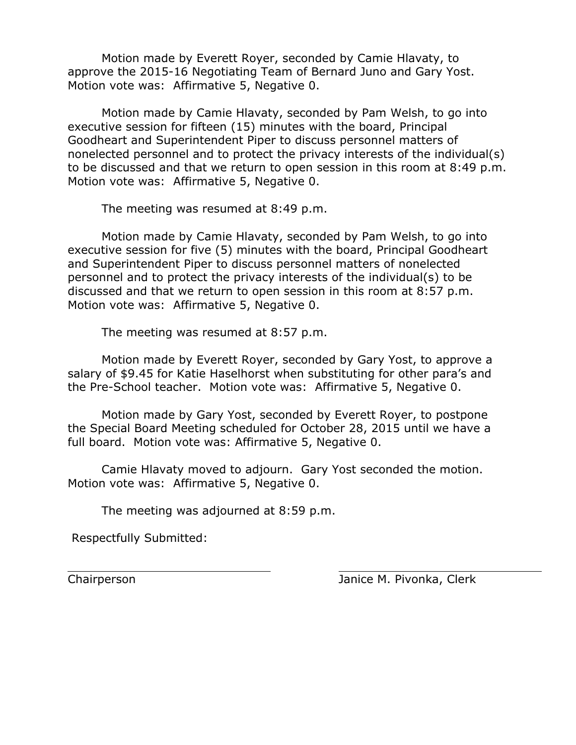Motion made by Everett Royer, seconded by Camie Hlavaty, to approve the 2015-16 Negotiating Team of Bernard Juno and Gary Yost. Motion vote was: Affirmative 5, Negative 0.

Motion made by Camie Hlavaty, seconded by Pam Welsh, to go into executive session for fifteen (15) minutes with the board, Principal Goodheart and Superintendent Piper to discuss personnel matters of nonelected personnel and to protect the privacy interests of the individual(s) to be discussed and that we return to open session in this room at 8:49 p.m. Motion vote was: Affirmative 5, Negative 0.

The meeting was resumed at 8:49 p.m.

Motion made by Camie Hlavaty, seconded by Pam Welsh, to go into executive session for five (5) minutes with the board, Principal Goodheart and Superintendent Piper to discuss personnel matters of nonelected personnel and to protect the privacy interests of the individual(s) to be discussed and that we return to open session in this room at 8:57 p.m. Motion vote was: Affirmative 5, Negative 0.

The meeting was resumed at 8:57 p.m.

Motion made by Everett Royer, seconded by Gary Yost, to approve a salary of $9.45 for Katie Haselhorst when substituting for other para's and the Pre-School teacher. Motion vote was: Affirmative 5, Negative 0.

Motion made by Gary Yost, seconded by Everett Royer, to postpone the Special Board Meeting scheduled for October 28, 2015 until we have a full board. Motion vote was: Affirmative 5, Negative 0.

Camie Hlavaty moved to adjourn. Gary Yost seconded the motion. Motion vote was: Affirmative 5, Negative 0.

The meeting was adjourned at 8:59 p.m.

Respectfully Submitted:

Chairperson

Janice M. Pivonka, Clerk